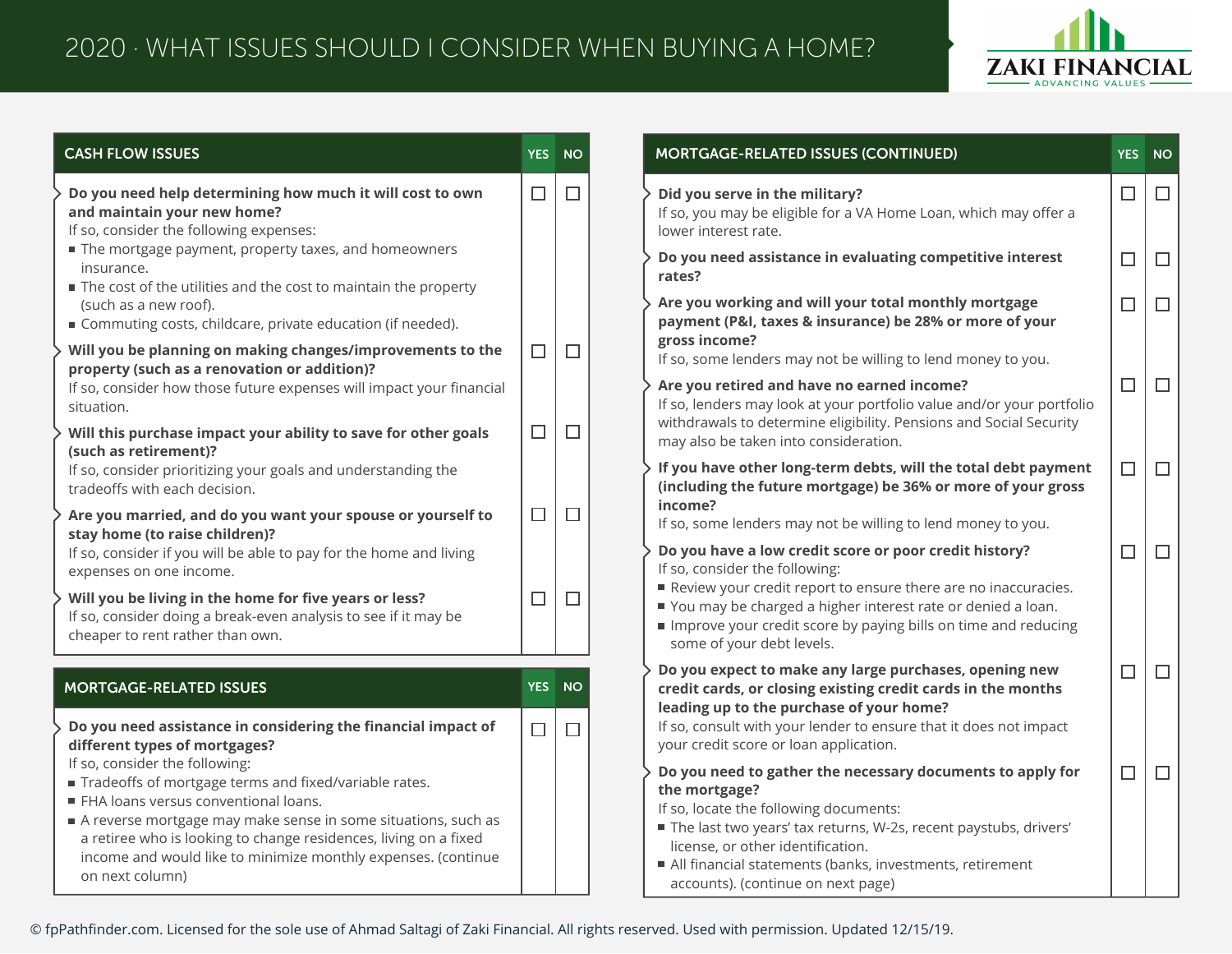# 2020 · WHAT ISSUES SHOULD I CONSIDER WHEN BUYING A HOME?

ZAKI FINANCIAL
ADVANCING VALUES

| CASH FLOW ISSUES | YES | NO |
|---|---|---|
| **Do you need help determining how much it will cost to own and maintain your new home?** If so, consider the following expenses: <br>■ The mortgage payment, property taxes, and homeowners insurance. <br>■ The cost of the utilities and the cost to maintain the property (such as a new roof). <br>■ Commuting costs, childcare, private education (if needed). | ☐ | ☐ |
| **Will you be planning on making changes/improvements to the property (such as a renovation or addition)?** If so, consider how those future expenses will impact your financial situation. | ☐ | ☐ |
| **Will this purchase impact your ability to save for other goals (such as retirement)?** If so, consider prioritizing your goals and understanding the tradeoffs with each decision. | ☐ | ☐ |
| **Are you married, and do you want your spouse or yourself to stay home (to raise children)?** If so, consider if you will be able to pay for the home and living expenses on one income. | ☐ | ☐ |
| **Will you be living in the home for five years or less?** If so, consider doing a break-even analysis to see if it may be cheaper to rent rather than own. | ☐ | ☐ |

| MORTGAGE-RELATED ISSUES | YES | NO |
|---|---|---|
| **Do you need assistance in considering the financial impact of different types of mortgages?** If so, consider the following: <br>■ Tradeoffs of mortgage terms and fixed/variable rates. <br>■ FHA loans versus conventional loans. <br>■ A reverse mortgage may make sense in some situations, such as a retiree who is looking to change residences, living on a fixed income and would like to minimize monthly expenses. (continue on next column) | ☐ | ☐ |

| MORTGAGE-RELATED ISSUES (CONTINUED) | YES | NO |
|---|---|---|
| **Did you serve in the military?** If so, you may be eligible for a VA Home Loan, which may offer a lower interest rate. | ☐ | ☐ |
| **Do you need assistance in evaluating competitive interest rates?** | ☐ | ☐ |
| **Are you working and will your total monthly mortgage payment (P&I, taxes & insurance) be 28% or more of your gross income?** If so, some lenders may not be willing to lend money to you. | ☐ | ☐ |
| **Are you retired and have no earned income?** If so, lenders may look at your portfolio value and/or your portfolio withdrawals to determine eligibility. Pensions and Social Security may also be taken into consideration. | ☐ | ☐ |
| **If you have other long-term debts, will the total debt payment (including the future mortgage) be 36% or more of your gross income?** If so, some lenders may not be willing to lend money to you. | ☐ | ☐ |
| **Do you have a low credit score or poor credit history?** If so, consider the following: <br>■ Review your credit report to ensure there are no inaccuracies. <br>■ You may be charged a higher interest rate or denied a loan. <br>■ Improve your credit score by paying bills on time and reducing some of your debt levels. | ☐ | ☐ |
| **Do you expect to make any large purchases, opening new credit cards, or closing existing credit cards in the months leading up to the purchase of your home?** If so, consult with your lender to ensure that it does not impact your credit score or loan application. | ☐ | ☐ |
| **Do you need to gather the necessary documents to apply for the mortgage?** If so, locate the following documents: <br>■ The last two years' tax returns, W-2s, recent paystubs, drivers' license, or other identification. <br>■ All financial statements (banks, investments, retirement accounts). (continue on next page) | ☐ | ☐ |

© fpPathfinder.com. Licensed for the sole use of Ahmad Saltagi of Zaki Financial. All rights reserved. Used with permission. Updated 12/15/19.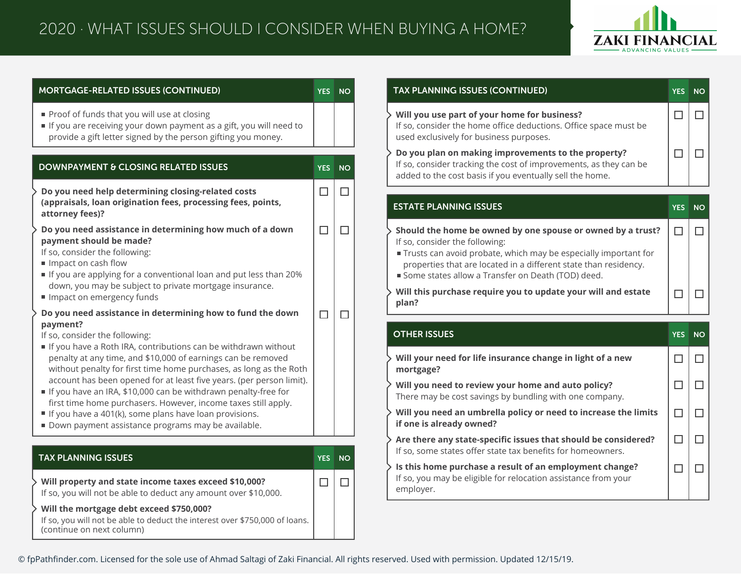# 2020 · WHAT ISSUES SHOULD I CONSIDER WHEN BUYING A HOME?

ZAKI FINANCIAL
ADVANCING VALUES

| MORTGAGE-RELATED ISSUES (CONTINUED) | YES | NO |
|---|---|---|
| ■ Proof of funds that you will use at closing<br>■ If you are receiving your down payment as a gift, you will need to provide a gift letter signed by the person gifting you money. | | |

| DOWNPAYMENT & CLOSING RELATED ISSUES | YES | NO |
|---|---|---|
| **Do you need help determining closing-related costs (appraisals, loan origination fees, processing fees, points, attorney fees)?** | ☐ | ☐ |
| **Do you need assistance in determining how much of a down payment should be made?**<br>If so, consider the following:<br>■ Impact on cash flow<br>■ If you are applying for a conventional loan and put less than 20% down, you may be subject to private mortgage insurance.<br>■ Impact on emergency funds | ☐ | ☐ |
| **Do you need assistance in determining how to fund the down payment?**<br>If so, consider the following:<br>■ If you have a Roth IRA, contributions can be withdrawn without penalty at any time, and $10,000 of earnings can be removed without penalty for first time home purchases, as long as the Roth account has been opened for at least five years. (per person limit).<br>■ If you have an IRA, $10,000 can be withdrawn penalty-free for first time home purchasers. However, income taxes still apply.<br>■ If you have a 401(k), some plans have loan provisions.<br>■ Down payment assistance programs may be available. | ☐ | ☐ |

| TAX PLANNING ISSUES | YES | NO |
|---|---|---|
| **Will property and state income taxes exceed $10,000?**<br>If so, you will not be able to deduct any amount over $10,000.<br>**Will the mortgage debt exceed $750,000?**<br>If so, you will not be able to deduct the interest over $750,000 of loans. (continue on next column) | ☐ | ☐ |

| TAX PLANNING ISSUES (CONTINUED) | YES | NO |
|---|---|---|
| **Will you use part of your home for business?**<br>If so, consider the home office deductions. Office space must be used exclusively for business purposes. | ☐ | ☐ |
| **Do you plan on making improvements to the property?**<br>If so, consider tracking the cost of improvements, as they can be added to the cost basis if you eventually sell the home. | ☐ | ☐ |

| ESTATE PLANNING ISSUES | YES | NO |
|---|---|---|
| **Should the home be owned by one spouse or owned by a trust?**<br>If so, consider the following:<br>■ Trusts can avoid probate, which may be especially important for properties that are located in a different state than residency.<br>■ Some states allow a Transfer on Death (TOD) deed. | ☐ | ☐ |
| **Will this purchase require you to update your will and estate plan?** | ☐ | ☐ |

| OTHER ISSUES | YES | NO |
|---|---|---|
| **Will your need for life insurance change in light of a new mortgage?** | ☐ | ☐ |
| **Will you need to review your home and auto policy?**<br>There may be cost savings by bundling with one company. | ☐ | ☐ |
| **Will you need an umbrella policy or need to increase the limits if one is already owned?** | ☐ | ☐ |
| **Are there any state-specific issues that should be considered?**<br>If so, some states offer state tax benefits for homeowners. | ☐ | ☐ |
| **Is this home purchase a result of an employment change?**<br>If so, you may be eligible for relocation assistance from your employer. | ☐ | ☐ |

© fpPathfinder.com. Licensed for the sole use of Ahmad Saltagi of Zaki Financial. All rights reserved. Used with permission. Updated 12/15/19.